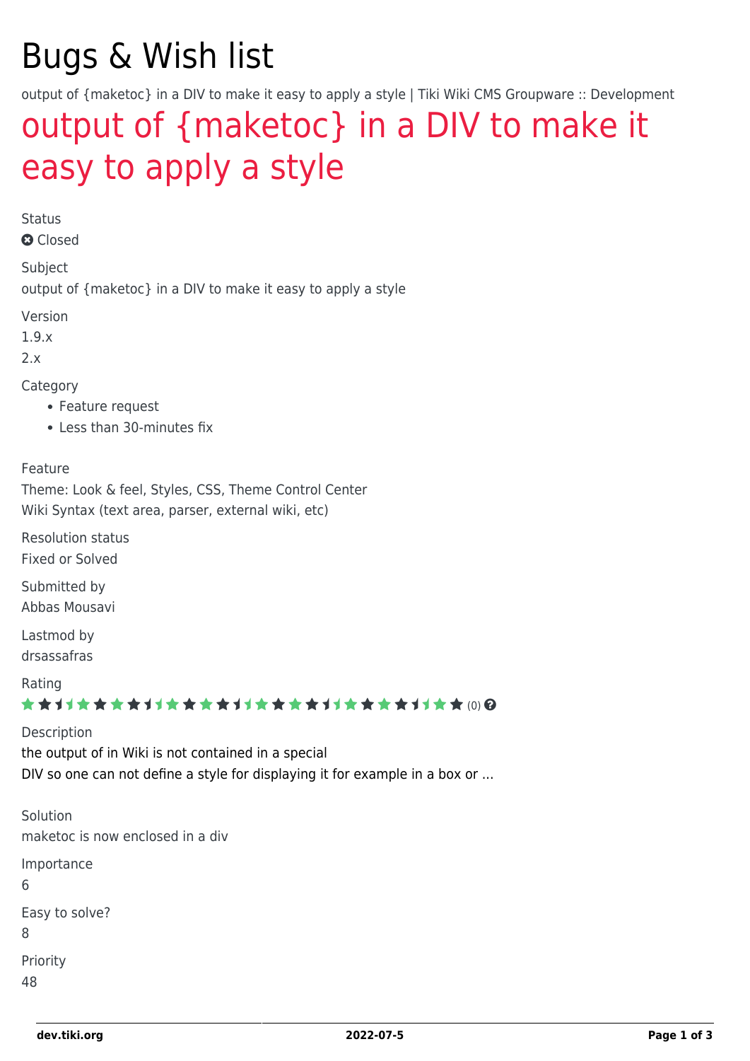# Bugs & Wish list

output of {maketoc} in a DIV to make it easy to apply a style | Tiki Wiki CMS Groupware :: Development

## output of {maketoc} in a DIV to make it easy to apply a style

Status

Closed

Subject

output of {maketoc} in a DIV to make it easy to apply a style

Version

1.9.x

2.x

Category

- Feature request
- Less than 30-minutes fix

Feature

Theme: Look & feel, Styles, CSS, Theme Control Center

Wiki Syntax (text area, parser, external wiki, etc)

Resolution status

Fixed or Solved

Submitted by

Abbas Mousavi

Lastmod by

drsassafras

Rating

(0)

Description

the output of in Wiki is not contained in a special
DIV so one can not define a style for displaying it for example in a box or ...

Solution

maketoc is now enclosed in a div

Importance

6

Easy to solve?

8

Priority

48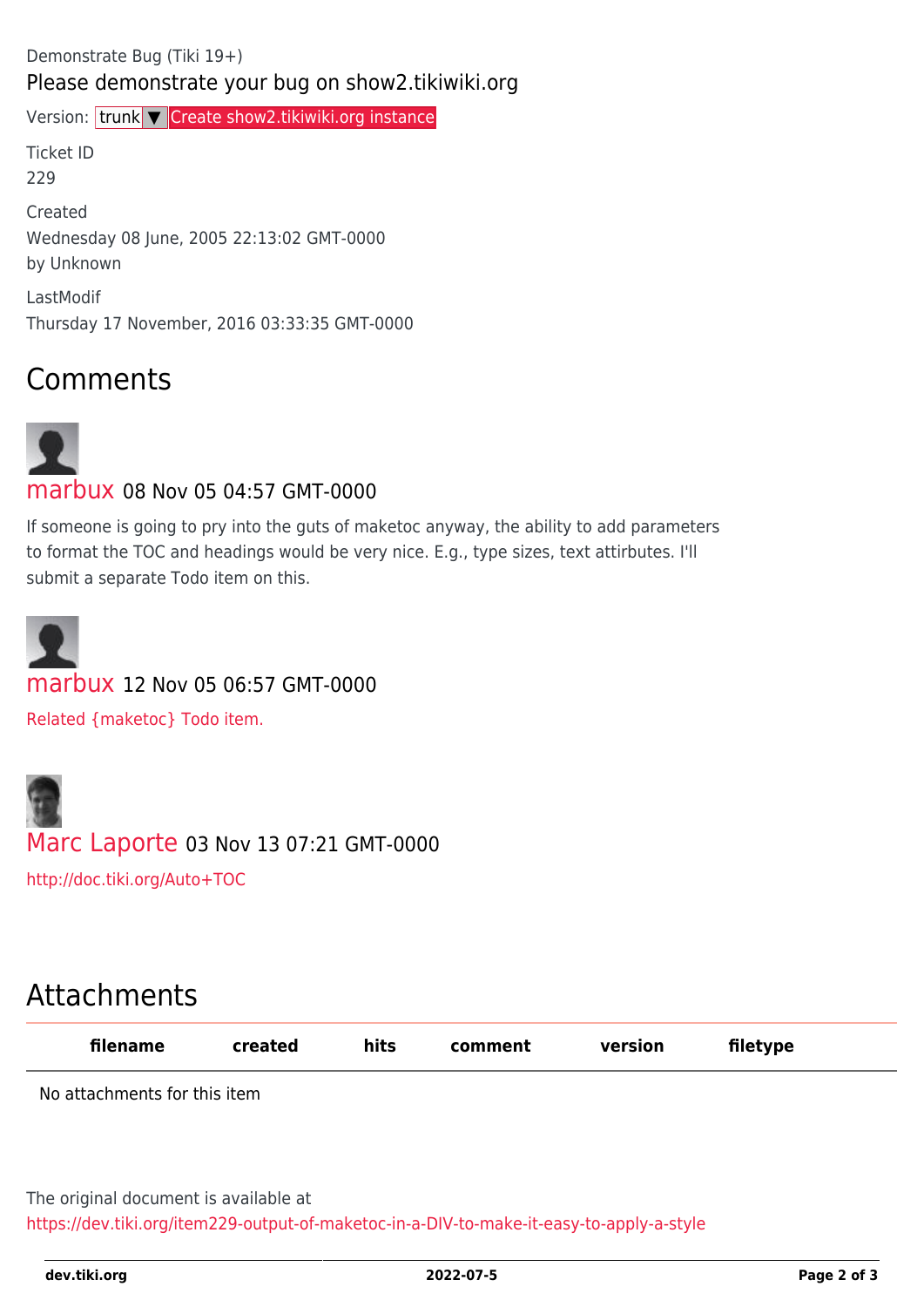Demonstrate Bug (Tiki 19+)

Please demonstrate your bug on show2.tikiwiki.org

Version: trunk ▼ Create show2.tikiwiki.org instance

Ticket ID

229

Created

Wednesday 08 June, 2005 22:13:02 GMT-0000

by Unknown

LastModif

Thursday 17 November, 2016 03:33:35 GMT-0000

## Comments

marbux 08 Nov 05 04:57 GMT-0000

If someone is going to pry into the guts of maketoc anyway, the ability to add parameters to format the TOC and headings would be very nice. E.g., type sizes, text attirbutes. I'll submit a separate Todo item on this.

marbux 12 Nov 05 06:57 GMT-0000

Related {maketoc} Todo item.

Marc Laporte 03 Nov 13 07:21 GMT-0000

http://doc.tiki.org/Auto+TOC

## Attachments

| filename | created | hits | comment | version | filetype |
|---|---|---|---|---|---|
| No attachments for this item | | | | | |

The original document is available at https://dev.tiki.org/item229-output-of-maketoc-in-a-DIV-to-make-it-easy-to-apply-a-style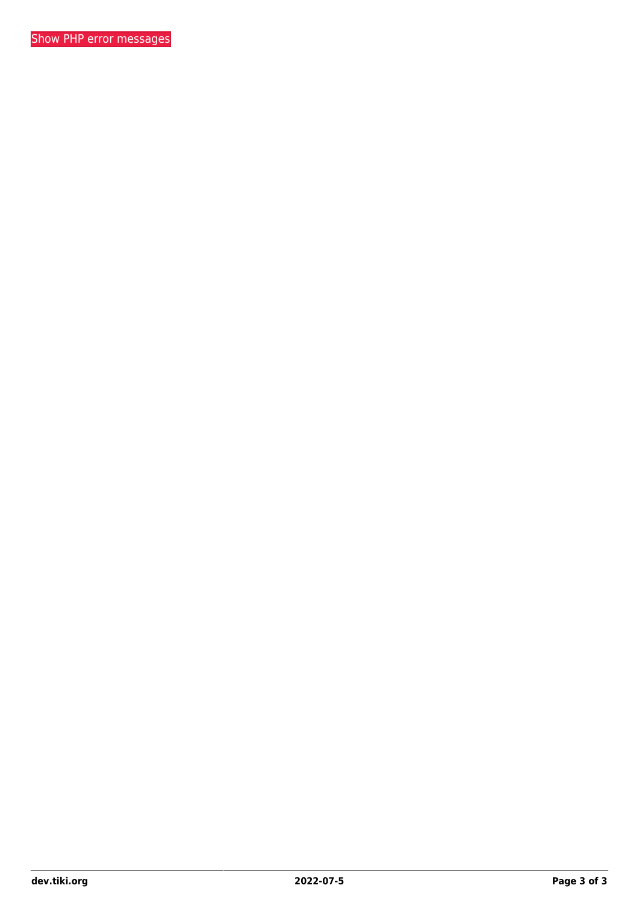Show PHP error messages